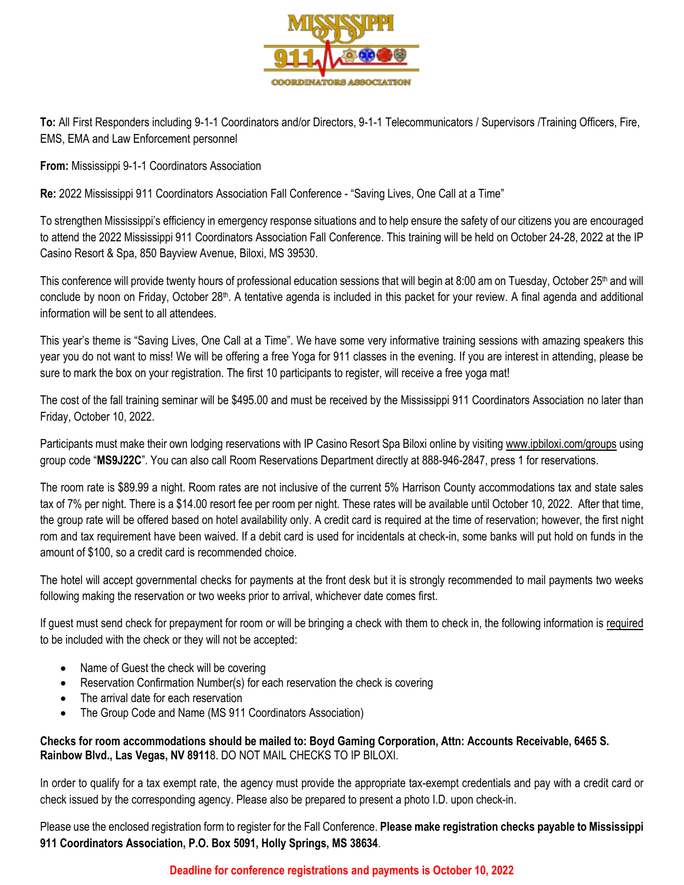**To:** All First Responders including 9-1-1 Coordinators and/or Directors, 9-1-1 Telecommunicators / Supervisors /Training Officers, Fire, EMS, EMA and Law Enforcement personnel

**From:** Mississippi 9-1-1 Coordinators Association

**Re:** 2022 Mississippi 911 Coordinators Association Fall Conference - "Saving Lives, One Call at a Time"

To strengthen Mississippi's efficiency in emergency response situations and to help ensure the safety of our citizens you are encouraged to attend the 2022 Mississippi 911 Coordinators Association Fall Conference. This training will be held on October 24-28, 2022 at the IP Casino Resort & Spa, 850 Bayview Avenue, Biloxi, MS 39530.

This conference will provide twenty hours of professional education sessions that will begin at 8:00 am on Tuesday, October 25th and will conclude by noon on Friday, October 28th. A tentative agenda is included in this packet for your review. A final agenda and additional information will be sent to all attendees.

This year's theme is "Saving Lives, One Call at a Time". We have some very informative training sessions with amazing speakers this year you do not want to miss! We will be offering a free Yoga for 911 classes in the evening. If you are interest in attending, please be sure to mark the box on your registration. The first 10 participants to register, will receive a free yoga mat!

The cost of the fall training seminar will be $495.00 and must be received by the Mississippi 911 Coordinators Association no later than Friday, October 10, 2022.

Participants must make their own lodging reservations with IP Casino Resort Spa Biloxi online by visiting www.ipbiloxi.com/groups using group code "**MS9J22C**". You can also call Room Reservations Department directly at 888-946-2847, press 1 for reservations.

The room rate is $89.99 a night. Room rates are not inclusive of the current 5% Harrison County accommodations tax and state sales tax of 7% per night. There is a $14.00 resort fee per room per night. These rates will be available until October 10, 2022. After that time, the group rate will be offered based on hotel availability only. A credit card is required at the time of reservation; however, the first night rom and tax requirement have been waived. If a debit card is used for incidentals at check-in, some banks will put hold on funds in the amount of $100, so a credit card is recommended choice.

The hotel will accept governmental checks for payments at the front desk but it is strongly recommended to mail payments two weeks following making the reservation or two weeks prior to arrival, whichever date comes first.

If guest must send check for prepayment for room or will be bringing a check with them to check in, the following information is required to be included with the check or they will not be accepted:

- Name of Guest the check will be covering
- Reservation Confirmation Number(s) for each reservation the check is covering
- The arrival date for each reservation
- The Group Code and Name (MS 911 Coordinators Association)

**Checks for room accommodations should be mailed to: Boyd Gaming Corporation, Attn: Accounts Receivable, 6465 S. Rainbow Blvd., Las Vegas, NV 8911**8. DO NOT MAIL CHECKS TO IP BILOXI.

In order to qualify for a tax exempt rate, the agency must provide the appropriate tax-exempt credentials and pay with a credit card or check issued by the corresponding agency. Please also be prepared to present a photo I.D. upon check-in.

Please use the enclosed registration form to register for the Fall Conference. **Please make registration checks payable to Mississippi 911 Coordinators Association, P.O. Box 5091, Holly Springs, MS 38634**.

**Deadline for conference registrations and payments is October 10, 2022**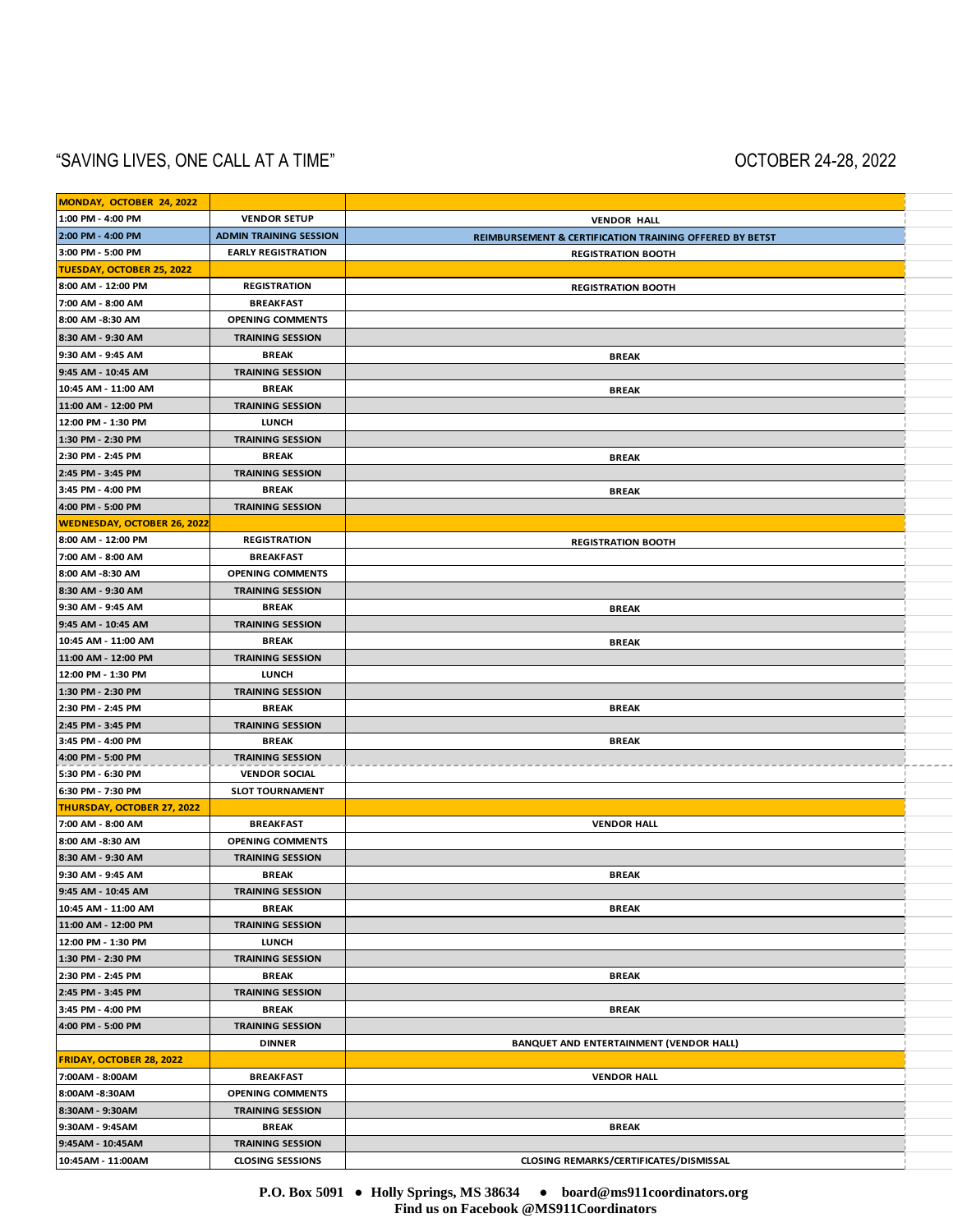"SAVING LIVES, ONE CALL AT A TIME"

OCTOBER 24-28, 2022

| | | |
|---|---|---|
| **MONDAY, OCTOBER 24, 2022** | | |
| 1:00 PM - 4:00 PM | VENDOR SETUP | VENDOR HALL |
| 2:00 PM - 4:00 PM | ADMIN TRAINING SESSION | REIMBURSEMENT & CERTIFICATION TRAINING OFFERED BY BETST |
| 3:00 PM - 5:00 PM | EARLY REGISTRATION | REGISTRATION BOOTH |
| **TUESDAY, OCTOBER 25, 2022** | | |
| 8:00 AM - 12:00 PM | REGISTRATION | REGISTRATION BOOTH |
| 7:00 AM - 8:00 AM | BREAKFAST | |
| 8:00 AM -8:30 AM | OPENING COMMENTS | |
| 8:30 AM - 9:30 AM | TRAINING SESSION | |
| 9:30 AM - 9:45 AM | BREAK | BREAK |
| 9:45 AM - 10:45 AM | TRAINING SESSION | |
| 10:45 AM - 11:00 AM | BREAK | BREAK |
| 11:00 AM - 12:00 PM | TRAINING SESSION | |
| 12:00 PM - 1:30 PM | LUNCH | |
| 1:30 PM - 2:30 PM | TRAINING SESSION | |
| 2:30 PM - 2:45 PM | BREAK | BREAK |
| 2:45 PM - 3:45 PM | TRAINING SESSION | |
| 3:45 PM - 4:00 PM | BREAK | BREAK |
| 4:00 PM - 5:00 PM | TRAINING SESSION | |
| **WEDNESDAY, OCTOBER 26, 2022** | | |
| 8:00 AM - 12:00 PM | REGISTRATION | REGISTRATION BOOTH |
| 7:00 AM - 8:00 AM | BREAKFAST | |
| 8:00 AM -8:30 AM | OPENING COMMENTS | |
| 8:30 AM - 9:30 AM | TRAINING SESSION | |
| 9:30 AM - 9:45 AM | BREAK | BREAK |
| 9:45 AM - 10:45 AM | TRAINING SESSION | |
| 10:45 AM - 11:00 AM | BREAK | BREAK |
| 11:00 AM - 12:00 PM | TRAINING SESSION | |
| 12:00 PM - 1:30 PM | LUNCH | |
| 1:30 PM - 2:30 PM | TRAINING SESSION | |
| 2:30 PM - 2:45 PM | BREAK | BREAK |
| 2:45 PM - 3:45 PM | TRAINING SESSION | |
| 3:45 PM - 4:00 PM | BREAK | BREAK |
| 4:00 PM - 5:00 PM | TRAINING SESSION | |
| 5:30 PM - 6:30 PM | VENDOR SOCIAL | |
| 6:30 PM - 7:30 PM | SLOT TOURNAMENT | |
| **THURSDAY, OCTOBER 27, 2022** | | |
| 7:00 AM - 8:00 AM | BREAKFAST | VENDOR HALL |
| 8:00 AM -8:30 AM | OPENING COMMENTS | |
| 8:30 AM - 9:30 AM | TRAINING SESSION | |
| 9:30 AM - 9:45 AM | BREAK | BREAK |
| 9:45 AM - 10:45 AM | TRAINING SESSION | |
| 10:45 AM - 11:00 AM | BREAK | BREAK |
| 11:00 AM - 12:00 PM | TRAINING SESSION | |
| 12:00 PM - 1:30 PM | LUNCH | |
| 1:30 PM - 2:30 PM | TRAINING SESSION | |
| 2:30 PM - 2:45 PM | BREAK | BREAK |
| 2:45 PM - 3:45 PM | TRAINING SESSION | |
| 3:45 PM - 4:00 PM | BREAK | BREAK |
| 4:00 PM - 5:00 PM | TRAINING SESSION | |
| | DINNER | BANQUET AND ENTERTAINMENT (VENDOR HALL) |
| **FRIDAY, OCTOBER 28, 2022** | | |
| 7:00AM - 8:00AM | BREAKFAST | VENDOR HALL |
| 8:00AM -8:30AM | OPENING COMMENTS | |
| 8:30AM - 9:30AM | TRAINING SESSION | |
| 9:30AM - 9:45AM | BREAK | BREAK |
| 9:45AM - 10:45AM | TRAINING SESSION | |
| 10:45AM - 11:00AM | CLOSING SESSIONS | CLOSING REMARKS/CERTIFICATES/DISMISSAL |

**P.O. Box 5091 ● Holly Springs, MS 38634 ● board@ms911coordinators.org**
**Find us on Facebook @MS911Coordinators**